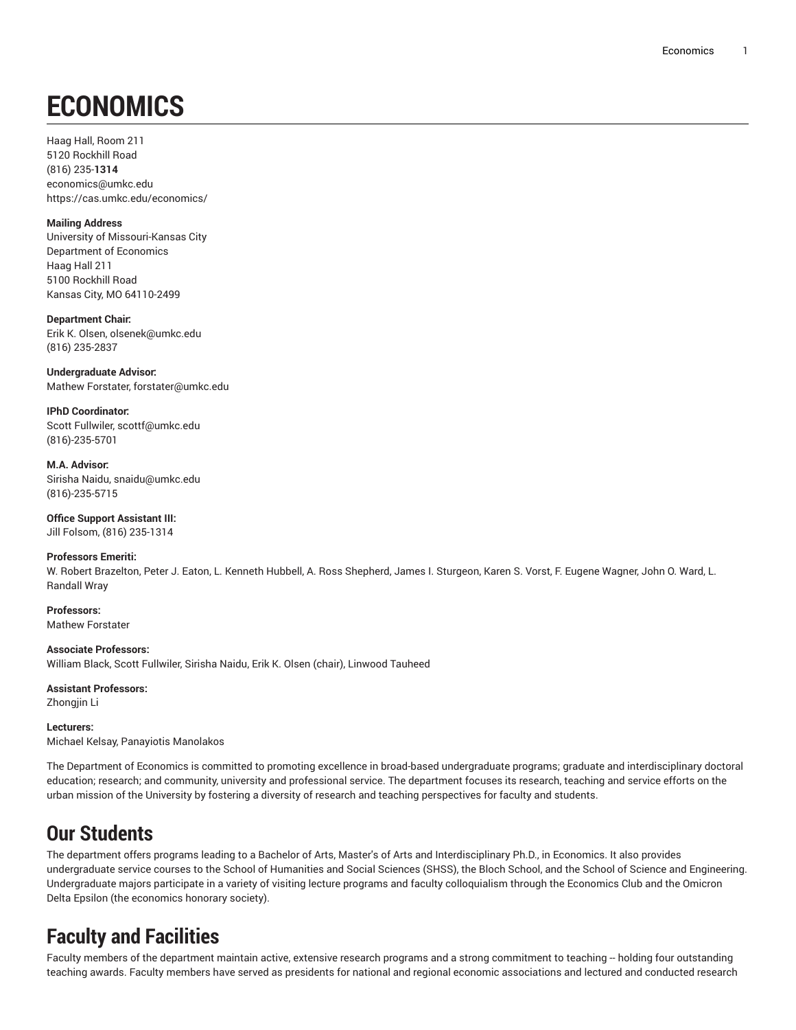# ECONOMICS

Haag Hall, Room 211
5120 Rockhill Road
(816) 235-**1314**
economics@umkc.edu
https://cas.umkc.edu/economics/

**Mailing Address**
University of Missouri-Kansas City
Department of Economics
Haag Hall 211
5100 Rockhill Road
Kansas City, MO 64110-2499

**Department Chair:**
Erik K. Olsen, olsenek@umkc.edu
(816) 235-2837

**Undergraduate Advisor:**
Mathew Forstater, forstater@umkc.edu

**IPhD Coordinator:**
Scott Fullwiler, scottf@umkc.edu
(816)-235-5701

**M.A. Advisor:**
Sirisha Naidu, snaidu@umkc.edu
(816)-235-5715

**Office Support Assistant III:**
Jill Folsom, (816) 235-1314

**Professors Emeriti:**
W. Robert Brazelton, Peter J. Eaton, L. Kenneth Hubbell, A. Ross Shepherd, James I. Sturgeon, Karen S. Vorst, F. Eugene Wagner, John O. Ward, L. Randall Wray

**Professors:**
Mathew Forstater

**Associate Professors:**
William Black, Scott Fullwiler, Sirisha Naidu, Erik K. Olsen (chair), Linwood Tauheed

**Assistant Professors:**
Zhongjin Li

**Lecturers:**
Michael Kelsay, Panayiotis Manolakos

The Department of Economics is committed to promoting excellence in broad-based undergraduate programs; graduate and interdisciplinary doctoral education; research; and community, university and professional service. The department focuses its research, teaching and service efforts on the urban mission of the University by fostering a diversity of research and teaching perspectives for faculty and students.

## Our Students

The department offers programs leading to a Bachelor of Arts, Master's of Arts and Interdisciplinary Ph.D., in Economics. It also provides undergraduate service courses to the School of Humanities and Social Sciences (SHSS), the Bloch School, and the School of Science and Engineering. Undergraduate majors participate in a variety of visiting lecture programs and faculty colloquialism through the Economics Club and the Omicron Delta Epsilon (the economics honorary society).

## Faculty and Facilities

Faculty members of the department maintain active, extensive research programs and a strong commitment to teaching -- holding four outstanding teaching awards. Faculty members have served as presidents for national and regional economic associations and lectured and conducted research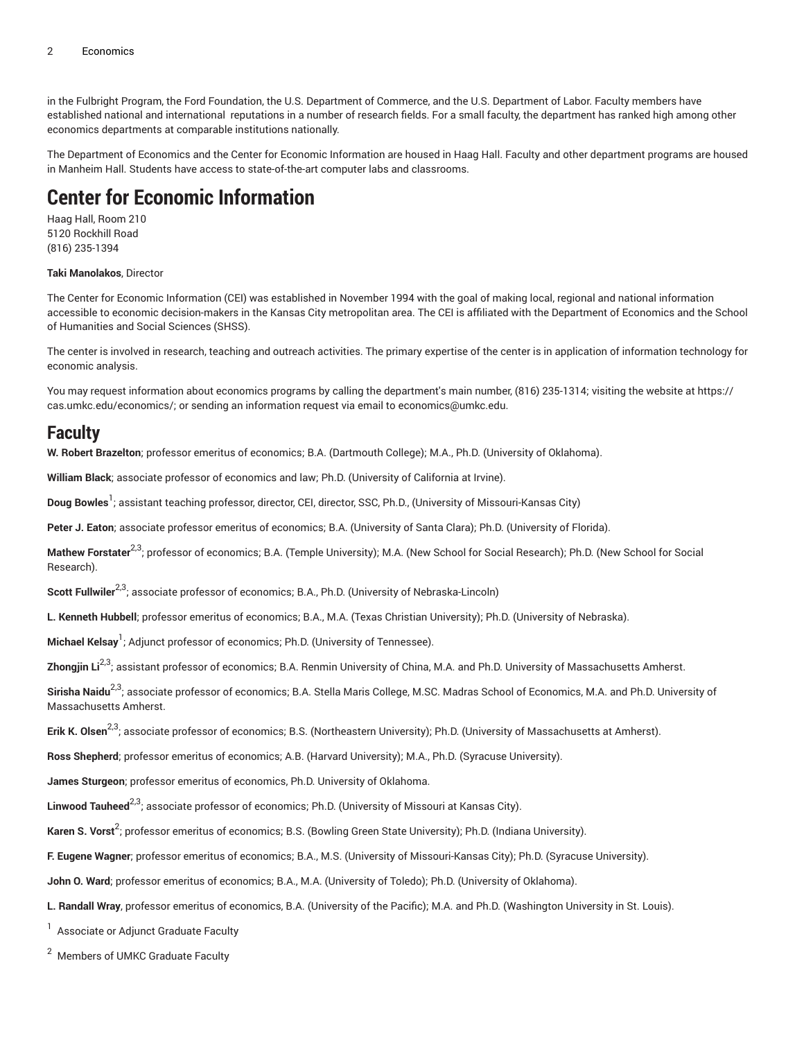in the Fulbright Program, the Ford Foundation, the U.S. Department of Commerce, and the U.S. Department of Labor. Faculty members have established national and international reputations in a number of research fields. For a small faculty, the department has ranked high among other economics departments at comparable institutions nationally.

The Department of Economics and the Center for Economic Information are housed in Haag Hall. Faculty and other department programs are housed in Manheim Hall. Students have access to state-of-the-art computer labs and classrooms.

# Center for Economic Information

Haag Hall, Room 210
5120 Rockhill Road
(816) 235-1394

**Taki Manolakos**, Director

The Center for Economic Information (CEI) was established in November 1994 with the goal of making local, regional and national information accessible to economic decision-makers in the Kansas City metropolitan area. The CEI is affiliated with the Department of Economics and the School of Humanities and Social Sciences (SHSS).

The center is involved in research, teaching and outreach activities. The primary expertise of the center is in application of information technology for economic analysis.

You may request information about economics programs by calling the department's main number, (816) 235-1314; visiting the website at https://cas.umkc.edu/economics/; or sending an information request via email to economics@umkc.edu.

# Faculty

**W. Robert Brazelton**; professor emeritus of economics; B.A. (Dartmouth College); M.A., Ph.D. (University of Oklahoma).

**William Black**; associate professor of economics and law; Ph.D. (University of California at Irvine).

**Doug Bowles**[1]; assistant teaching professor, director, CEI, director, SSC, Ph.D., (University of Missouri-Kansas City)

**Peter J. Eaton**; associate professor emeritus of economics; B.A. (University of Santa Clara); Ph.D. (University of Florida).

**Mathew Forstater**[2,3]; professor of economics; B.A. (Temple University); M.A. (New School for Social Research); Ph.D. (New School for Social Research).

**Scott Fullwiler**[2,3]; associate professor of economics; B.A., Ph.D. (University of Nebraska-Lincoln)

**L. Kenneth Hubbell**; professor emeritus of economics; B.A., M.A. (Texas Christian University); Ph.D. (University of Nebraska).

**Michael Kelsay**[1]; Adjunct professor of economics; Ph.D. (University of Tennessee).

**Zhongjin Li**[2,3]; assistant professor of economics; B.A. Renmin University of China, M.A. and Ph.D. University of Massachusetts Amherst.

**Sirisha Naidu**[2,3]; associate professor of economics; B.A. Stella Maris College, M.SC. Madras School of Economics, M.A. and Ph.D. University of Massachusetts Amherst.

**Erik K. Olsen**[2,3]; associate professor of economics; B.S. (Northeastern University); Ph.D. (University of Massachusetts at Amherst).

**Ross Shepherd**; professor emeritus of economics; A.B. (Harvard University); M.A., Ph.D. (Syracuse University).

**James Sturgeon**; professor emeritus of economics, Ph.D. University of Oklahoma.

**Linwood Tauheed**[2,3]; associate professor of economics; Ph.D. (University of Missouri at Kansas City).

**Karen S. Vorst**[2]; professor emeritus of economics; B.S. (Bowling Green State University); Ph.D. (Indiana University).

**F. Eugene Wagner**; professor emeritus of economics; B.A., M.S. (University of Missouri-Kansas City); Ph.D. (Syracuse University).

**John O. Ward**; professor emeritus of economics; B.A., M.A. (University of Toledo); Ph.D. (University of Oklahoma).

**L. Randall Wray**, professor emeritus of economics, B.A. (University of the Pacific); M.A. and Ph.D. (Washington University in St. Louis).

[1] Associate or Adjunct Graduate Faculty

[2] Members of UMKC Graduate Faculty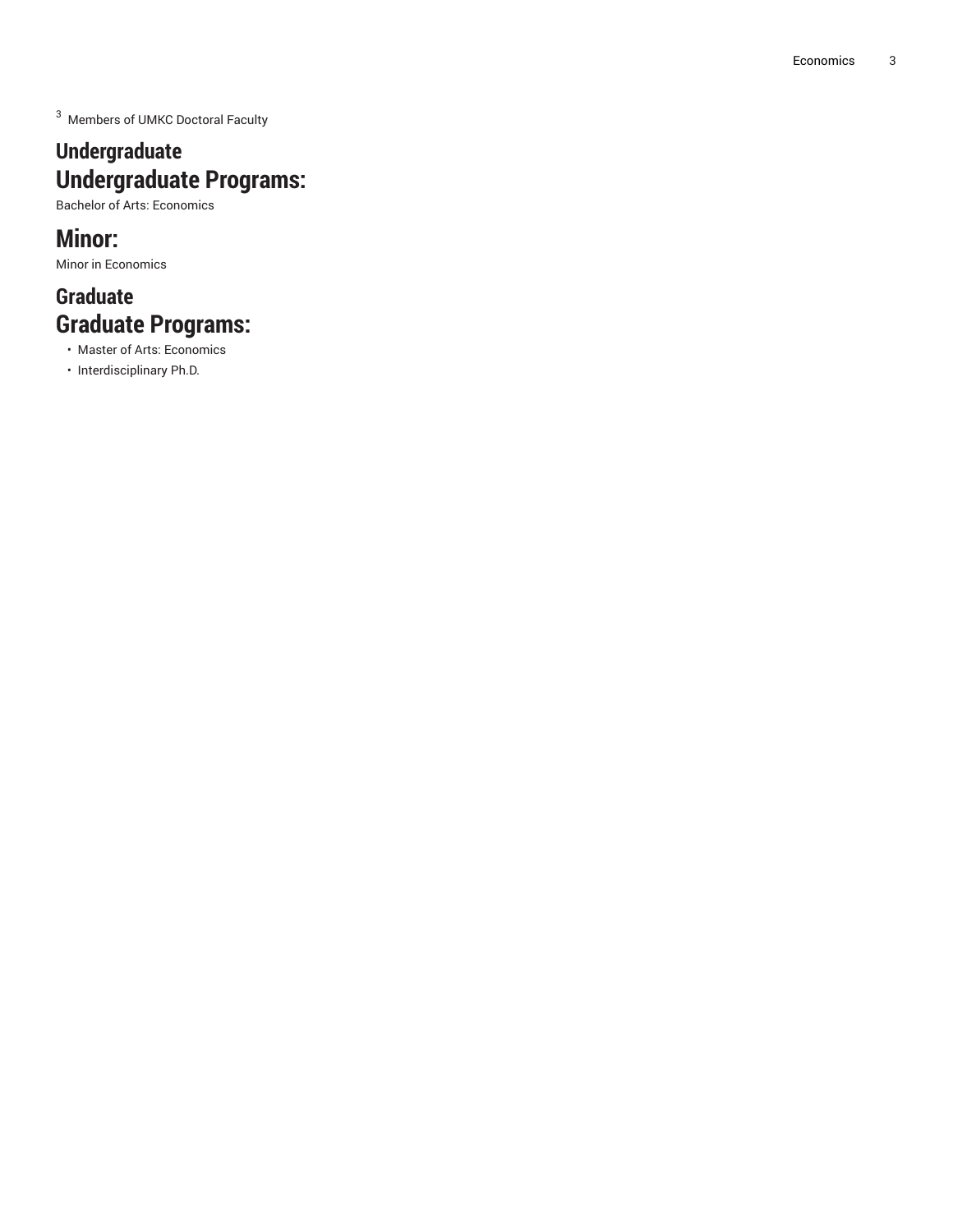[3] Members of UMKC Doctoral Faculty

## Undergraduate

## Undergraduate Programs:

Bachelor of Arts: Economics

## Minor:

Minor in Economics

## Graduate

## Graduate Programs:

- Master of Arts: Economics
- Interdisciplinary Ph.D.